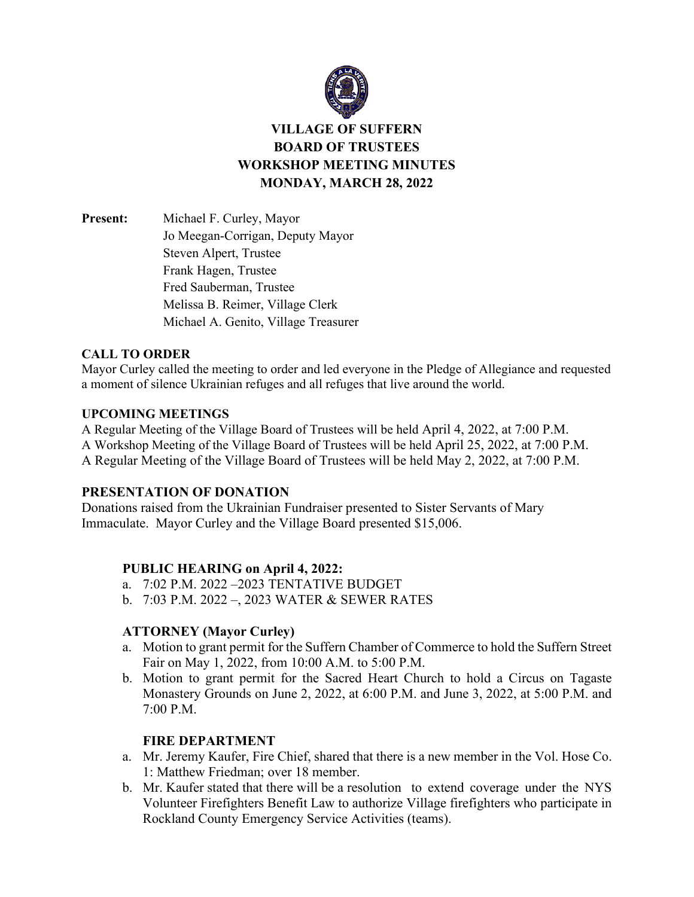# VILLAGE OF SUFFERN
# BOARD OF TRUSTEES
# WORKSHOP MEETING MINUTES
# MONDAY, MARCH 28, 2022

**Present:**
Michael F. Curley, Mayor
Jo Meegan-Corrigan, Deputy Mayor
Steven Alpert, Trustee
Frank Hagen, Trustee
Fred Sauberman, Trustee
Melissa B. Reimer, Village Clerk
Michael A. Genito, Village Treasurer

**CALL TO ORDER**

Mayor Curley called the meeting to order and led everyone in the Pledge of Allegiance and requested a moment of silence Ukrainian refuges and all refuges that live around the world.

**UPCOMING MEETINGS**

A Regular Meeting of the Village Board of Trustees will be held April 4, 2022, at 7:00 P.M.
A Workshop Meeting of the Village Board of Trustees will be held April 25, 2022, at 7:00 P.M.
A Regular Meeting of the Village Board of Trustees will be held May 2, 2022, at 7:00 P.M.

**PRESENTATION OF DONATION**

Donations raised from the Ukrainian Fundraiser presented to Sister Servants of Mary Immaculate. Mayor Curley and the Village Board presented $15,006.

**PUBLIC HEARING on April 4, 2022:**

a. 7:02 P.M. 2022 –2023 TENTATIVE BUDGET
b. 7:03 P.M. 2022 –, 2023 WATER & SEWER RATES

**ATTORNEY (Mayor Curley)**

a. Motion to grant permit for the Suffern Chamber of Commerce to hold the Suffern Street Fair on May 1, 2022, from 10:00 A.M. to 5:00 P.M.
b. Motion to grant permit for the Sacred Heart Church to hold a Circus on Tagaste Monastery Grounds on June 2, 2022, at 6:00 P.M. and June 3, 2022, at 5:00 P.M. and 7:00 P.M.

**FIRE DEPARTMENT**

a. Mr. Jeremy Kaufer, Fire Chief, shared that there is a new member in the Vol. Hose Co. 1: Matthew Friedman; over 18 member.
b. Mr. Kaufer stated that there will be a resolution to extend coverage under the NYS Volunteer Firefighters Benefit Law to authorize Village firefighters who participate in Rockland County Emergency Service Activities (teams).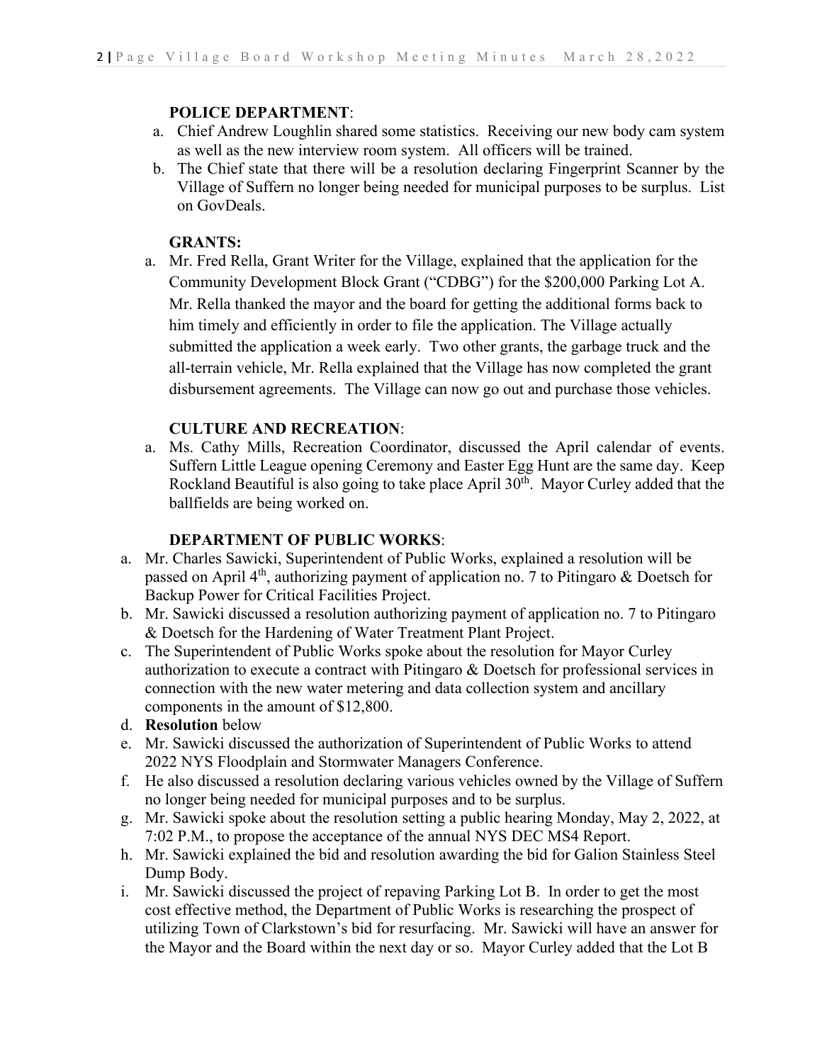**POLICE DEPARTMENT**:

a. Chief Andrew Loughlin shared some statistics. Receiving our new body cam system as well as the new interview room system. All officers will be trained.
b. The Chief state that there will be a resolution declaring Fingerprint Scanner by the Village of Suffern no longer being needed for municipal purposes to be surplus. List on GovDeals.

**GRANTS:**

a. Mr. Fred Rella, Grant Writer for the Village, explained that the application for the Community Development Block Grant ("CDBG") for the $200,000 Parking Lot A. Mr. Rella thanked the mayor and the board for getting the additional forms back to him timely and efficiently in order to file the application. The Village actually submitted the application a week early. Two other grants, the garbage truck and the all-terrain vehicle, Mr. Rella explained that the Village has now completed the grant disbursement agreements. The Village can now go out and purchase those vehicles.

**CULTURE AND RECREATION**:

a. Ms. Cathy Mills, Recreation Coordinator, discussed the April calendar of events. Suffern Little League opening Ceremony and Easter Egg Hunt are the same day. Keep Rockland Beautiful is also going to take place April 30th. Mayor Curley added that the ballfields are being worked on.

**DEPARTMENT OF PUBLIC WORKS**:

a. Mr. Charles Sawicki, Superintendent of Public Works, explained a resolution will be passed on April 4th, authorizing payment of application no. 7 to Pitingaro & Doetsch for Backup Power for Critical Facilities Project.
b. Mr. Sawicki discussed a resolution authorizing payment of application no. 7 to Pitingaro & Doetsch for the Hardening of Water Treatment Plant Project.
c. The Superintendent of Public Works spoke about the resolution for Mayor Curley authorization to execute a contract with Pitingaro & Doetsch for professional services in connection with the new water metering and data collection system and ancillary components in the amount of $12,800.
d. **Resolution** below
e. Mr. Sawicki discussed the authorization of Superintendent of Public Works to attend 2022 NYS Floodplain and Stormwater Managers Conference.
f. He also discussed a resolution declaring various vehicles owned by the Village of Suffern no longer being needed for municipal purposes and to be surplus.
g. Mr. Sawicki spoke about the resolution setting a public hearing Monday, May 2, 2022, at 7:02 P.M., to propose the acceptance of the annual NYS DEC MS4 Report.
h. Mr. Sawicki explained the bid and resolution awarding the bid for Galion Stainless Steel Dump Body.
i. Mr. Sawicki discussed the project of repaving Parking Lot B. In order to get the most cost effective method, the Department of Public Works is researching the prospect of utilizing Town of Clarkstown's bid for resurfacing. Mr. Sawicki will have an answer for the Mayor and the Board within the next day or so. Mayor Curley added that the Lot B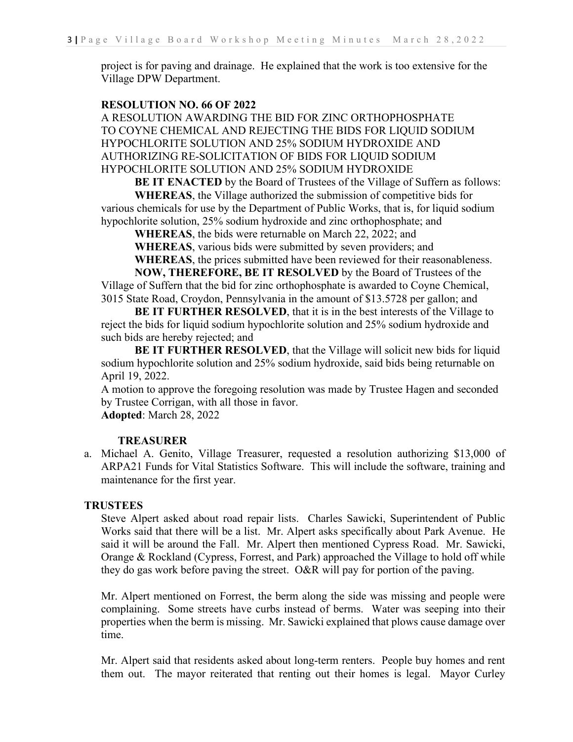project is for paving and drainage. He explained that the work is too extensive for the Village DPW Department.

**RESOLUTION NO. 66 OF 2022**

A RESOLUTION AWARDING THE BID FOR ZINC ORTHOPHOSPHATE TO COYNE CHEMICAL AND REJECTING THE BIDS FOR LIQUID SODIUM HYPOCHLORITE SOLUTION AND 25% SODIUM HYDROXIDE AND AUTHORIZING RE-SOLICITATION OF BIDS FOR LIQUID SODIUM HYPOCHLORITE SOLUTION AND 25% SODIUM HYDROXIDE

**BE IT ENACTED** by the Board of Trustees of the Village of Suffern as follows:

**WHEREAS**, the Village authorized the submission of competitive bids for various chemicals for use by the Department of Public Works, that is, for liquid sodium hypochlorite solution, 25% sodium hydroxide and zinc orthophosphate; and

**WHEREAS**, the bids were returnable on March 22, 2022; and

**WHEREAS**, various bids were submitted by seven providers; and

**WHEREAS**, the prices submitted have been reviewed for their reasonableness.

**NOW, THEREFORE, BE IT RESOLVED** by the Board of Trustees of the Village of Suffern that the bid for zinc orthophosphate is awarded to Coyne Chemical, 3015 State Road, Croydon, Pennsylvania in the amount of $13.5728 per gallon; and

**BE IT FURTHER RESOLVED**, that it is in the best interests of the Village to reject the bids for liquid sodium hypochlorite solution and 25% sodium hydroxide and such bids are hereby rejected; and

**BE IT FURTHER RESOLVED**, that the Village will solicit new bids for liquid sodium hypochlorite solution and 25% sodium hydroxide, said bids being returnable on April 19, 2022.

A motion to approve the foregoing resolution was made by Trustee Hagen and seconded by Trustee Corrigan, with all those in favor.

**Adopted**: March 28, 2022

**TREASURER**

a. Michael A. Genito, Village Treasurer, requested a resolution authorizing $13,000 of ARPA21 Funds for Vital Statistics Software. This will include the software, training and maintenance for the first year.

**TRUSTEES**

Steve Alpert asked about road repair lists. Charles Sawicki, Superintendent of Public Works said that there will be a list. Mr. Alpert asks specifically about Park Avenue. He said it will be around the Fall. Mr. Alpert then mentioned Cypress Road. Mr. Sawicki, Orange & Rockland (Cypress, Forrest, and Park) approached the Village to hold off while they do gas work before paving the street. O&R will pay for portion of the paving.

Mr. Alpert mentioned on Forrest, the berm along the side was missing and people were complaining. Some streets have curbs instead of berms. Water was seeping into their properties when the berm is missing. Mr. Sawicki explained that plows cause damage over time.

Mr. Alpert said that residents asked about long-term renters. People buy homes and rent them out. The mayor reiterated that renting out their homes is legal. Mayor Curley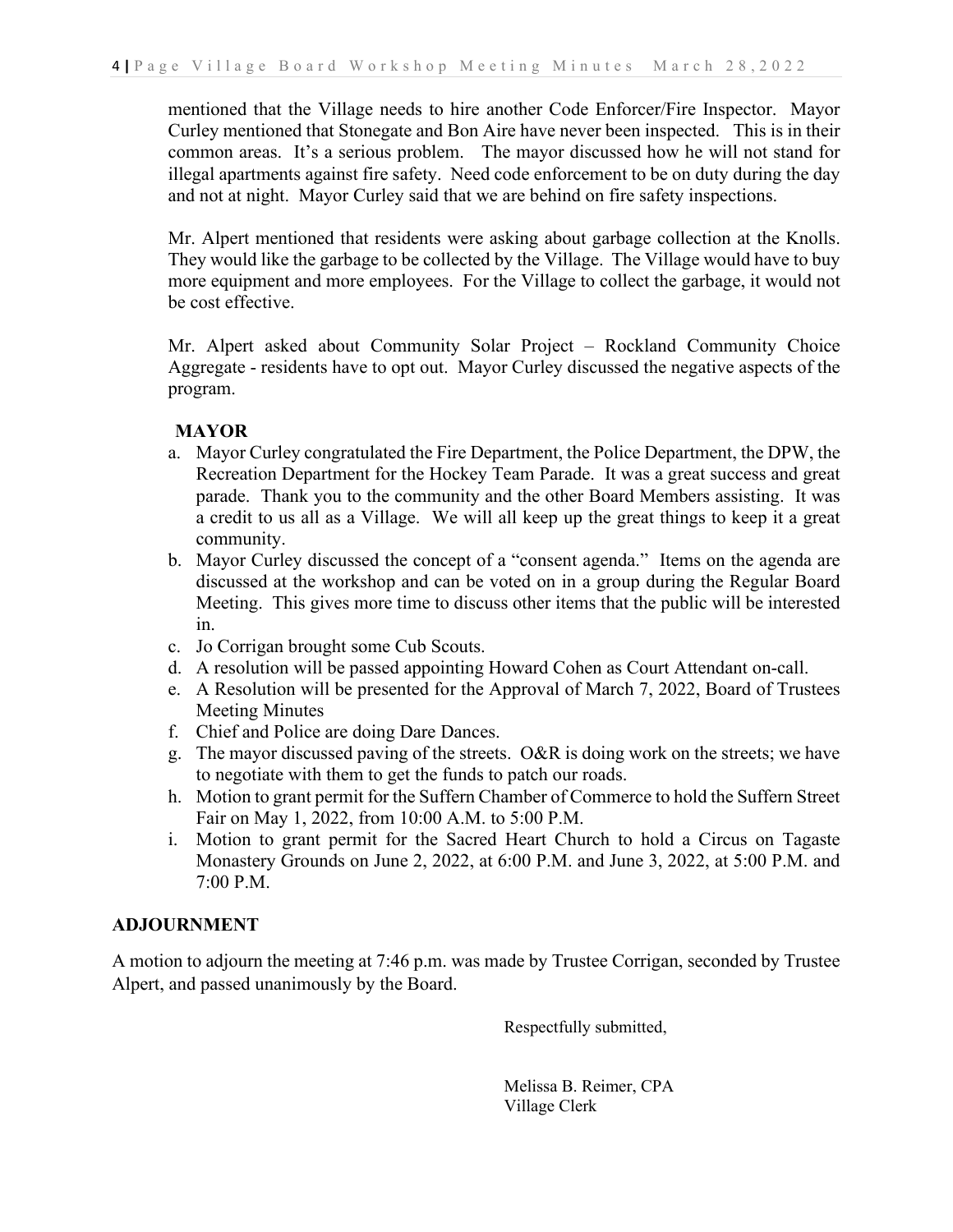mentioned that the Village needs to hire another Code Enforcer/Fire Inspector. Mayor Curley mentioned that Stonegate and Bon Aire have never been inspected. This is in their common areas. It's a serious problem. The mayor discussed how he will not stand for illegal apartments against fire safety. Need code enforcement to be on duty during the day and not at night. Mayor Curley said that we are behind on fire safety inspections.

Mr. Alpert mentioned that residents were asking about garbage collection at the Knolls. They would like the garbage to be collected by the Village. The Village would have to buy more equipment and more employees. For the Village to collect the garbage, it would not be cost effective.

Mr. Alpert asked about Community Solar Project – Rockland Community Choice Aggregate - residents have to opt out. Mayor Curley discussed the negative aspects of the program.

**MAYOR**

a. Mayor Curley congratulated the Fire Department, the Police Department, the DPW, the Recreation Department for the Hockey Team Parade. It was a great success and great parade. Thank you to the community and the other Board Members assisting. It was a credit to us all as a Village. We will all keep up the great things to keep it a great community.
b. Mayor Curley discussed the concept of a "consent agenda." Items on the agenda are discussed at the workshop and can be voted on in a group during the Regular Board Meeting. This gives more time to discuss other items that the public will be interested in.
c. Jo Corrigan brought some Cub Scouts.
d. A resolution will be passed appointing Howard Cohen as Court Attendant on-call.
e. A Resolution will be presented for the Approval of March 7, 2022, Board of Trustees Meeting Minutes
f. Chief and Police are doing Dare Dances.
g. The mayor discussed paving of the streets. O&R is doing work on the streets; we have to negotiate with them to get the funds to patch our roads.
h. Motion to grant permit for the Suffern Chamber of Commerce to hold the Suffern Street Fair on May 1, 2022, from 10:00 A.M. to 5:00 P.M.
i. Motion to grant permit for the Sacred Heart Church to hold a Circus on Tagaste Monastery Grounds on June 2, 2022, at 6:00 P.M. and June 3, 2022, at 5:00 P.M. and 7:00 P.M.

**ADJOURNMENT**

A motion to adjourn the meeting at 7:46 p.m. was made by Trustee Corrigan, seconded by Trustee Alpert, and passed unanimously by the Board.

Respectfully submitted,

Melissa B. Reimer, CPA
Village Clerk